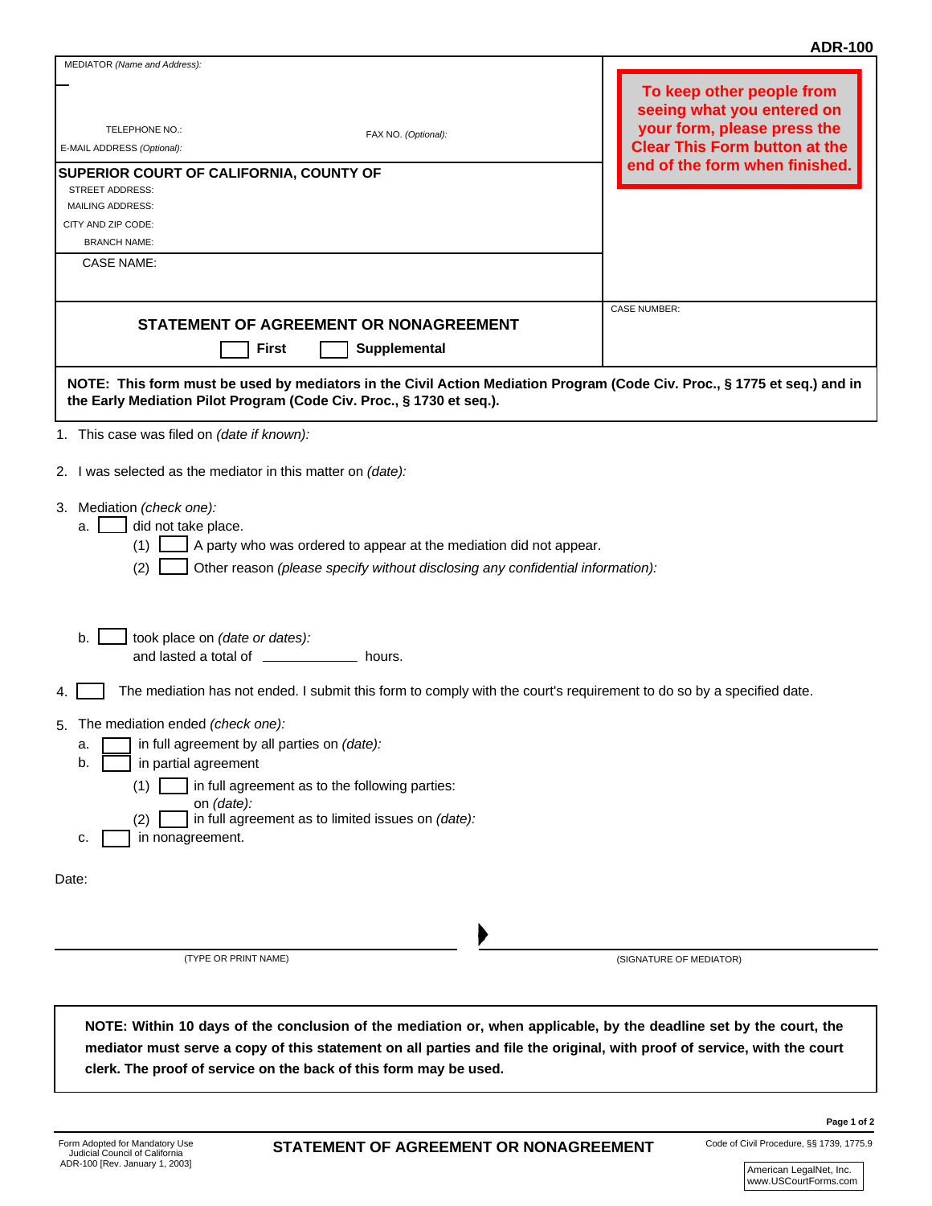ADR-100

MEDIATOR *(Name and Address):*

TELEPHONE NO.: FAX NO. *(Optional):*

E-MAIL ADDRESS *(Optional):*

**SUPERIOR COURT OF CALIFORNIA, COUNTY OF**

STREET ADDRESS:

MAILING ADDRESS:

CITY AND ZIP CODE:

BRANCH NAME:

CASE NAME:

**To keep other people from seeing what you entered on your form, please press the Clear This Form button at the end of the form when finished.**

# STATEMENT OF AGREEMENT OR NONAGREEMENT

☐ **First** ☐ **Supplemental**

CASE NUMBER:

**NOTE: This form must be used by mediators in the Civil Action Mediation Program (Code Civ. Proc., § 1775 et seq.) and in the Early Mediation Pilot Program (Code Civ. Proc., § 1730 et seq.).**

1. This case was filed on *(date if known):*

2. I was selected as the mediator in this matter on *(date):*

3. Mediation *(check one):*
   - a. ☐ did not take place.
     - (1) ☐ A party who was ordered to appear at the mediation did not appear.
     - (2) ☐ Other reason *(please specify without disclosing any confidential information):*
   - b. ☐ took place on *(date or dates):*
     and lasted a total of ____________ hours.

4. ☐ The mediation has not ended. I submit this form to comply with the court's requirement to do so by a specified date.

5. The mediation ended *(check one):*
   - a. ☐ in full agreement by all parties on *(date):*
   - b. ☐ in partial agreement
     - (1) ☐ in full agreement as to the following parties:
       on *(date):*
     - (2) ☐ in full agreement as to limited issues on *(date):*
   - c. ☐ in nonagreement.

Date:

_______________________________ ▶ _______________________________

(TYPE OR PRINT NAME) (SIGNATURE OF MEDIATOR)

**NOTE: Within 10 days of the conclusion of the mediation or, when applicable, by the deadline set by the court, the mediator must serve a copy of this statement on all parties and file the original, with proof of service, with the court clerk. The proof of service on the back of this form may be used.**

Form Adopted for Mandatory Use
Judicial Council of California
ADR-100 [Rev. January 1, 2003]

**STATEMENT OF AGREEMENT OR NONAGREEMENT**

Code of Civil Procedure, §§ 1739, 1775.9

American LegalNet, Inc.
www.USCourtForms.com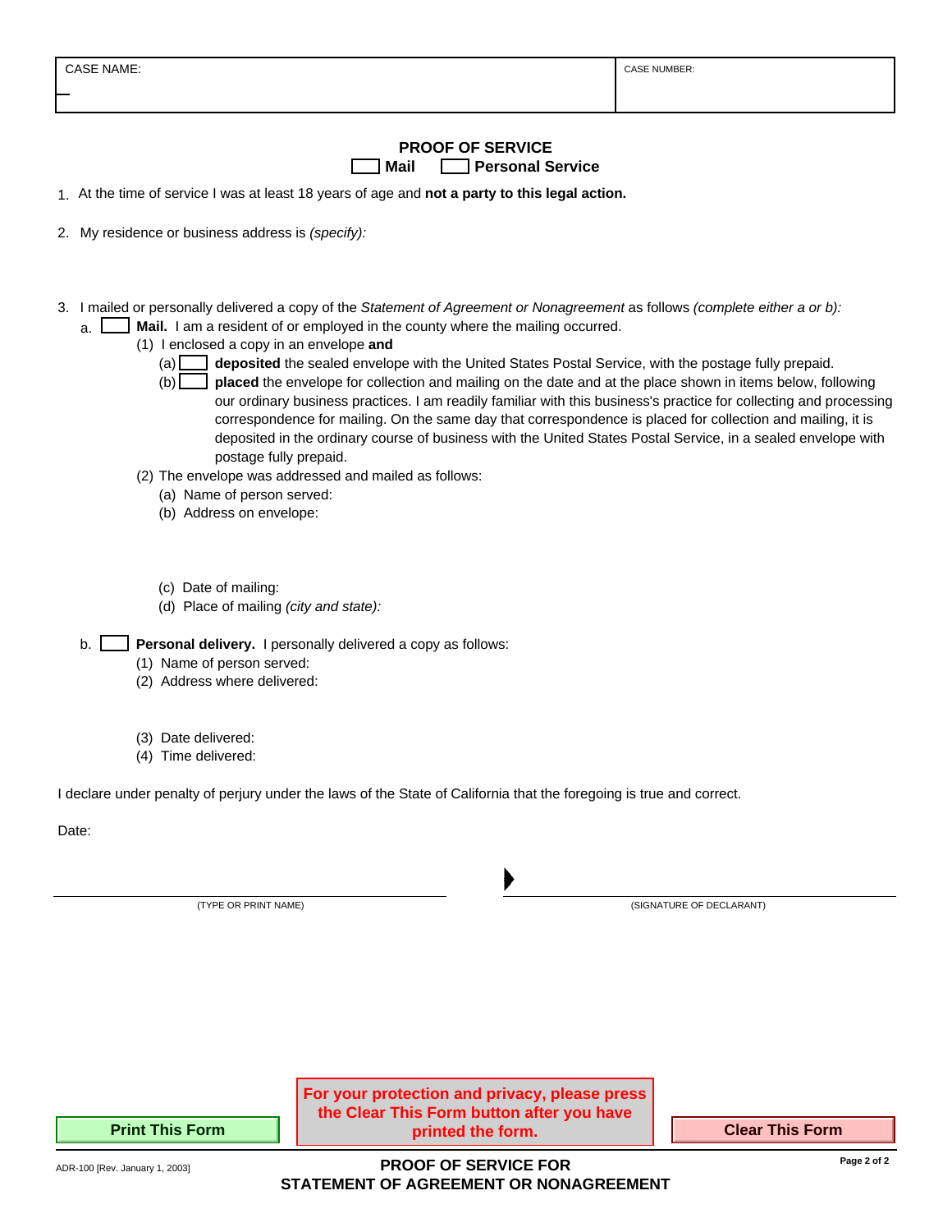| CASE NAME: | CASE NUMBER: |
|---|---|
| | |

## PROOF OF SERVICE

☐ **Mail** ☐ **Personal Service**

1. At the time of service I was at least 18 years of age and **not a party to this legal action.**

2. My residence or business address is *(specify):*

3. I mailed or personally delivered a copy of the *Statement of Agreement or Nonagreement* as follows *(complete either a or b):*

   a. ☐ **Mail.** I am a resident of or employed in the county where the mailing occurred.

      (1) I enclosed a copy in an envelope **and**

         (a) ☐ **deposited** the sealed envelope with the United States Postal Service, with the postage fully prepaid.

         (b) ☐ **placed** the envelope for collection and mailing on the date and at the place shown in items below, following our ordinary business practices. I am readily familiar with this business's practice for collecting and processing correspondence for mailing. On the same day that correspondence is placed for collection and mailing, it is deposited in the ordinary course of business with the United States Postal Service, in a sealed envelope with postage fully prepaid.

      (2) The envelope was addressed and mailed as follows:

         (a) Name of person served:

         (b) Address on envelope:

         (c) Date of mailing:

         (d) Place of mailing *(city and state):*

   b. ☐ **Personal delivery.** I personally delivered a copy as follows:

      (1) Name of person served:

      (2) Address where delivered:

      (3) Date delivered:

      (4) Time delivered:

I declare under penalty of perjury under the laws of the State of California that the foregoing is true and correct.

Date:

| (TYPE OR PRINT NAME) | ▶ (SIGNATURE OF DECLARANT) |
|---|---|

Print This Form

For your protection and privacy, please press the Clear This Form button after you have printed the form.

Clear This Form

ADR-100 [Rev. January 1, 2003]

**PROOF OF SERVICE FOR STATEMENT OF AGREEMENT OR NONAGREEMENT**